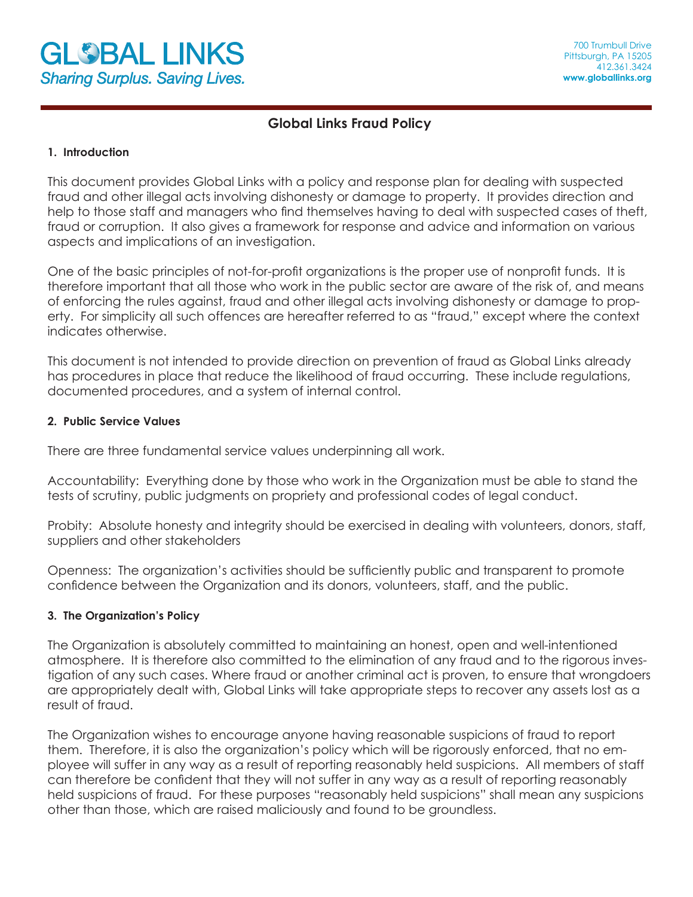GLOBAL LINKS
*Sharing Surplus. Saving Lives.*

700 Trumbull Drive
Pittsburgh, PA 15205
412.361.3424
**www.globallinks.org**

# Global Links Fraud Policy

### 1. Introduction

This document provides Global Links with a policy and response plan for dealing with suspected fraud and other illegal acts involving dishonesty or damage to property. It provides direction and help to those staff and managers who find themselves having to deal with suspected cases of theft, fraud or corruption. It also gives a framework for response and advice and information on various aspects and implications of an investigation.

One of the basic principles of not-for-profit organizations is the proper use of nonprofit funds. It is therefore important that all those who work in the public sector are aware of the risk of, and means of enforcing the rules against, fraud and other illegal acts involving dishonesty or damage to property. For simplicity all such offences are hereafter referred to as "fraud," except where the context indicates otherwise.

This document is not intended to provide direction on prevention of fraud as Global Links already has procedures in place that reduce the likelihood of fraud occurring. These include regulations, documented procedures, and a system of internal control.

### 2. Public Service Values

There are three fundamental service values underpinning all work.

Accountability: Everything done by those who work in the Organization must be able to stand the tests of scrutiny, public judgments on propriety and professional codes of legal conduct.

Probity: Absolute honesty and integrity should be exercised in dealing with volunteers, donors, staff, suppliers and other stakeholders

Openness: The organization's activities should be sufficiently public and transparent to promote confidence between the Organization and its donors, volunteers, staff, and the public.

### 3. The Organization's Policy

The Organization is absolutely committed to maintaining an honest, open and well-intentioned atmosphere. It is therefore also committed to the elimination of any fraud and to the rigorous investigation of any such cases. Where fraud or another criminal act is proven, to ensure that wrongdoers are appropriately dealt with, Global Links will take appropriate steps to recover any assets lost as a result of fraud.

The Organization wishes to encourage anyone having reasonable suspicions of fraud to report them. Therefore, it is also the organization's policy which will be rigorously enforced, that no employee will suffer in any way as a result of reporting reasonably held suspicions. All members of staff can therefore be confident that they will not suffer in any way as a result of reporting reasonably held suspicions of fraud. For these purposes "reasonably held suspicions" shall mean any suspicions other than those, which are raised maliciously and found to be groundless.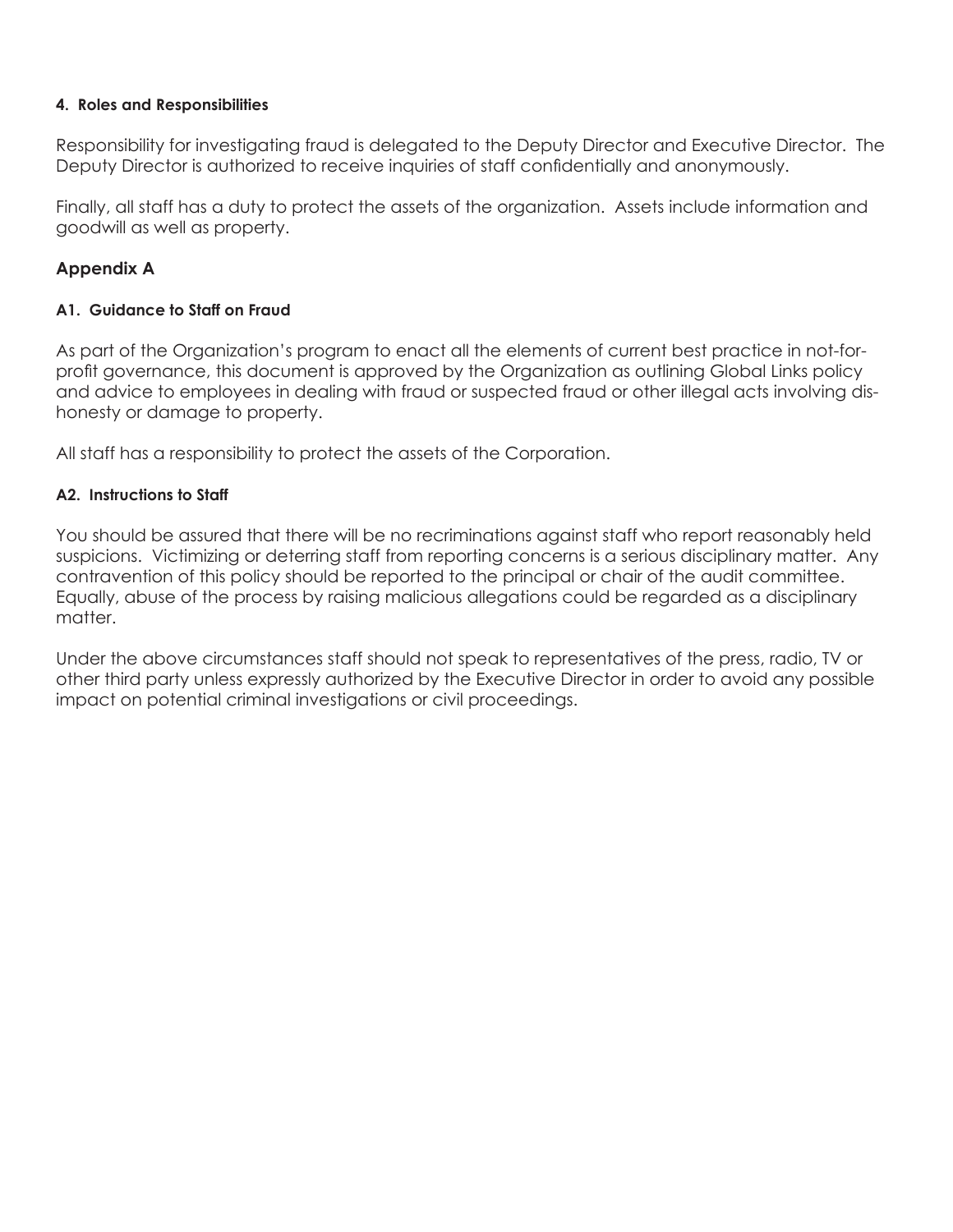#### 4. Roles and Responsibilities

Responsibility for investigating fraud is delegated to the Deputy Director and Executive Director. The Deputy Director is authorized to receive inquiries of staff confidentially and anonymously.

Finally, all staff has a duty to protect the assets of the organization. Assets include information and goodwill as well as property.

### Appendix A

#### A1. Guidance to Staff on Fraud

As part of the Organization's program to enact all the elements of current best practice in not-for-profit governance, this document is approved by the Organization as outlining Global Links policy and advice to employees in dealing with fraud or suspected fraud or other illegal acts involving dishonesty or damage to property.

All staff has a responsibility to protect the assets of the Corporation.

#### A2. Instructions to Staff

You should be assured that there will be no recriminations against staff who report reasonably held suspicions. Victimizing or deterring staff from reporting concerns is a serious disciplinary matter. Any contravention of this policy should be reported to the principal or chair of the audit committee. Equally, abuse of the process by raising malicious allegations could be regarded as a disciplinary matter.

Under the above circumstances staff should not speak to representatives of the press, radio, TV or other third party unless expressly authorized by the Executive Director in order to avoid any possible impact on potential criminal investigations or civil proceedings.